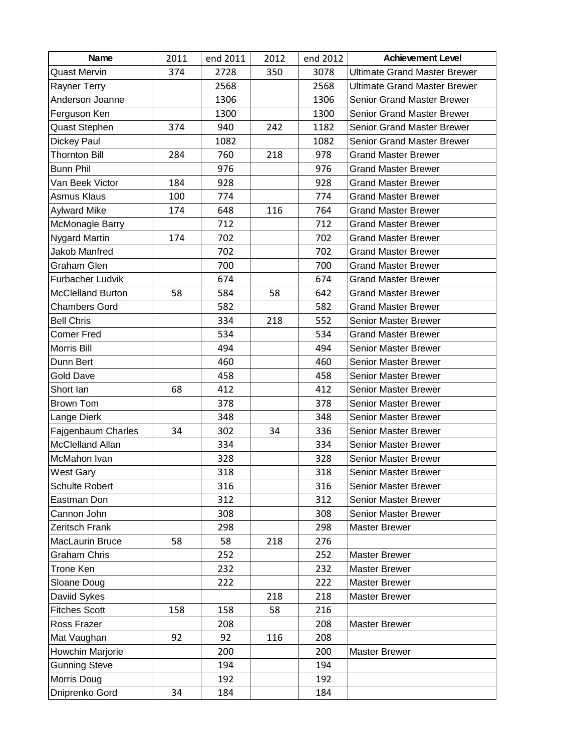| Name | 2011 | end 2011 | 2012 | end 2012 | Achievement Level |
|---|---|---|---|---|---|
| Quast Mervin | 374 | 2728 | 350 | 3078 | Ultimate Grand Master Brewer |
| Rayner Terry | | 2568 | | 2568 | Ultimate Grand Master Brewer |
| Anderson Joanne | | 1306 | | 1306 | Senior Grand Master Brewer |
| Ferguson Ken | | 1300 | | 1300 | Senior Grand Master Brewer |
| Quast Stephen | 374 | 940 | 242 | 1182 | Senior Grand Master Brewer |
| Dickey Paul | | 1082 | | 1082 | Senior Grand Master Brewer |
| Thornton Bill | 284 | 760 | 218 | 978 | Grand Master Brewer |
| Bunn Phil | | 976 | | 976 | Grand Master Brewer |
| Van Beek Victor | 184 | 928 | | 928 | Grand Master Brewer |
| Asmus Klaus | 100 | 774 | | 774 | Grand Master Brewer |
| Aylward Mike | 174 | 648 | 116 | 764 | Grand Master Brewer |
| McMonagle Barry | | 712 | | 712 | Grand Master Brewer |
| Nygard Martin | 174 | 702 | | 702 | Grand Master Brewer |
| Jakob Manfred | | 702 | | 702 | Grand Master Brewer |
| Graham Glen | | 700 | | 700 | Grand Master Brewer |
| Furbacher Ludvik | | 674 | | 674 | Grand Master Brewer |
| McClelland Burton | 58 | 584 | 58 | 642 | Grand Master Brewer |
| Chambers Gord | | 582 | | 582 | Grand Master Brewer |
| Bell Chris | | 334 | 218 | 552 | Senior Master Brewer |
| Comer Fred | | 534 | | 534 | Grand Master Brewer |
| Morris Bill | | 494 | | 494 | Senior Master Brewer |
| Dunn Bert | | 460 | | 460 | Senior Master Brewer |
| Gold Dave | | 458 | | 458 | Senior Master Brewer |
| Short Ian | 68 | 412 | | 412 | Senior Master Brewer |
| Brown Tom | | 378 | | 378 | Senior Master Brewer |
| Lange Dierk | | 348 | | 348 | Senior Master Brewer |
| Fajgenbaum Charles | 34 | 302 | 34 | 336 | Senior Master Brewer |
| McClelland Allan | | 334 | | 334 | Senior Master Brewer |
| McMahon Ivan | | 328 | | 328 | Senior Master Brewer |
| West Gary | | 318 | | 318 | Senior Master Brewer |
| Schulte Robert | | 316 | | 316 | Senior Master Brewer |
| Eastman Don | | 312 | | 312 | Senior Master Brewer |
| Cannon John | | 308 | | 308 | Senior Master Brewer |
| Zeritsch Frank | | 298 | | 298 | Master Brewer |
| MacLaurin Bruce | 58 | 58 | 218 | 276 | |
| Graham Chris | | 252 | | 252 | Master Brewer |
| Trone Ken | | 232 | | 232 | Master Brewer |
| Sloane Doug | | 222 | | 222 | Master Brewer |
| Daviid Sykes | | | 218 | 218 | Master Brewer |
| Fitches Scott | 158 | 158 | 58 | 216 | |
| Ross Frazer | | 208 | | 208 | Master Brewer |
| Mat Vaughan | 92 | 92 | 116 | 208 | |
| Howchin Marjorie | | 200 | | 200 | Master Brewer |
| Gunning Steve | | 194 | | 194 | |
| Morris Doug | | 192 | | 192 | |
| Dniprenko Gord | 34 | 184 | | 184 | |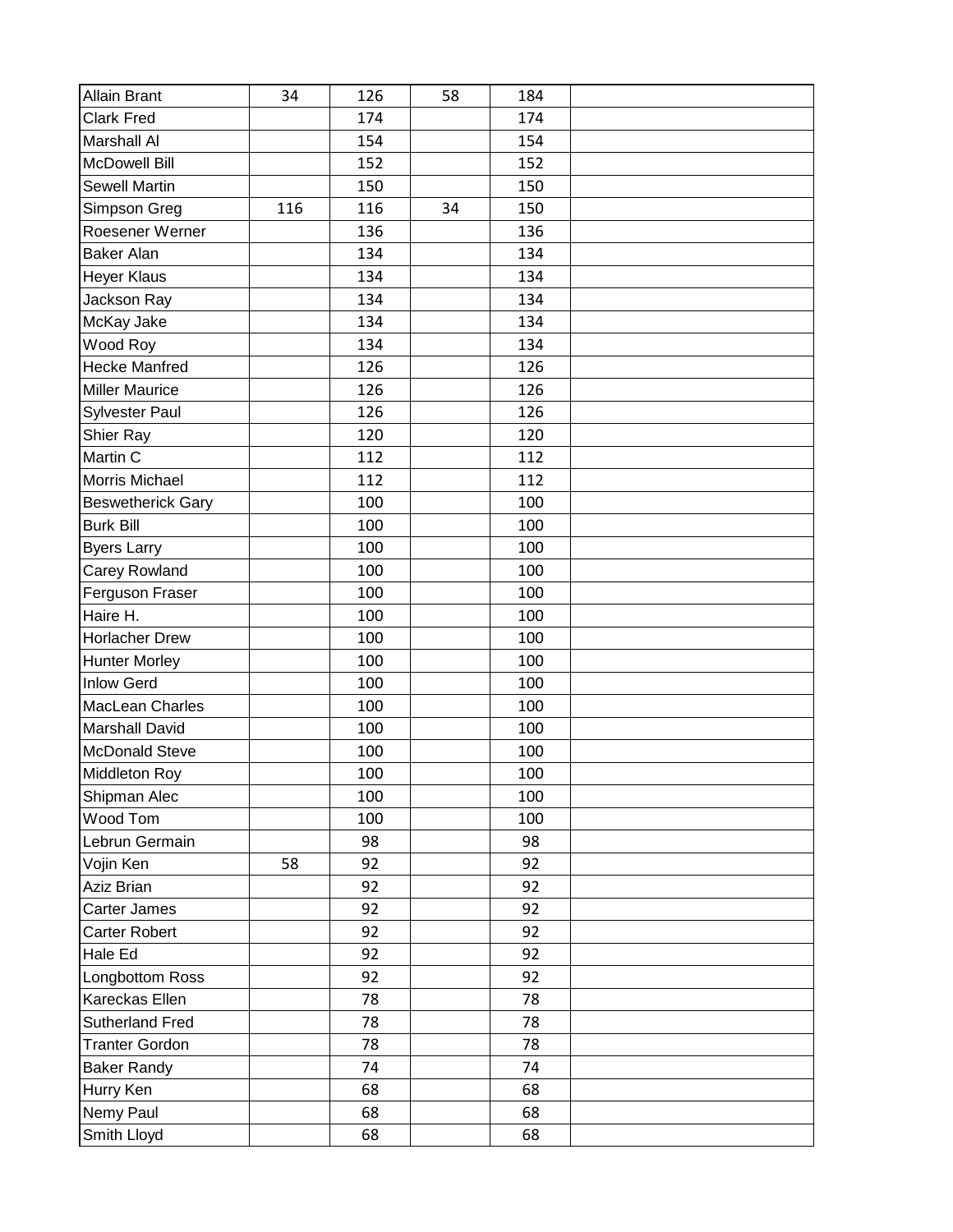| | | | | | |
|---|---|---|---|---|---|
| Allain Brant | 34 | 126 | 58 | 184 | |
| Clark Fred | | 174 | | 174 | |
| Marshall Al | | 154 | | 154 | |
| McDowell Bill | | 152 | | 152 | |
| Sewell Martin | | 150 | | 150 | |
| Simpson Greg | 116 | 116 | 34 | 150 | |
| Roesener Werner | | 136 | | 136 | |
| Baker Alan | | 134 | | 134 | |
| Heyer Klaus | | 134 | | 134 | |
| Jackson Ray | | 134 | | 134 | |
| McKay Jake | | 134 | | 134 | |
| Wood Roy | | 134 | | 134 | |
| Hecke Manfred | | 126 | | 126 | |
| Miller Maurice | | 126 | | 126 | |
| Sylvester Paul | | 126 | | 126 | |
| Shier Ray | | 120 | | 120 | |
| Martin C | | 112 | | 112 | |
| Morris Michael | | 112 | | 112 | |
| Beswetherick Gary | | 100 | | 100 | |
| Burk Bill | | 100 | | 100 | |
| Byers Larry | | 100 | | 100 | |
| Carey Rowland | | 100 | | 100 | |
| Ferguson Fraser | | 100 | | 100 | |
| Haire H. | | 100 | | 100 | |
| Horlacher Drew | | 100 | | 100 | |
| Hunter Morley | | 100 | | 100 | |
| Inlow Gerd | | 100 | | 100 | |
| MacLean Charles | | 100 | | 100 | |
| Marshall David | | 100 | | 100 | |
| McDonald Steve | | 100 | | 100 | |
| Middleton Roy | | 100 | | 100 | |
| Shipman Alec | | 100 | | 100 | |
| Wood Tom | | 100 | | 100 | |
| Lebrun Germain | | 98 | | 98 | |
| Vojin Ken | 58 | 92 | | 92 | |
| Aziz Brian | | 92 | | 92 | |
| Carter James | | 92 | | 92 | |
| Carter Robert | | 92 | | 92 | |
| Hale Ed | | 92 | | 92 | |
| Longbottom Ross | | 92 | | 92 | |
| Kareckas Ellen | | 78 | | 78 | |
| Sutherland Fred | | 78 | | 78 | |
| Tranter Gordon | | 78 | | 78 | |
| Baker Randy | | 74 | | 74 | |
| Hurry Ken | | 68 | | 68 | |
| Nemy Paul | | 68 | | 68 | |
| Smith Lloyd | | 68 | | 68 | |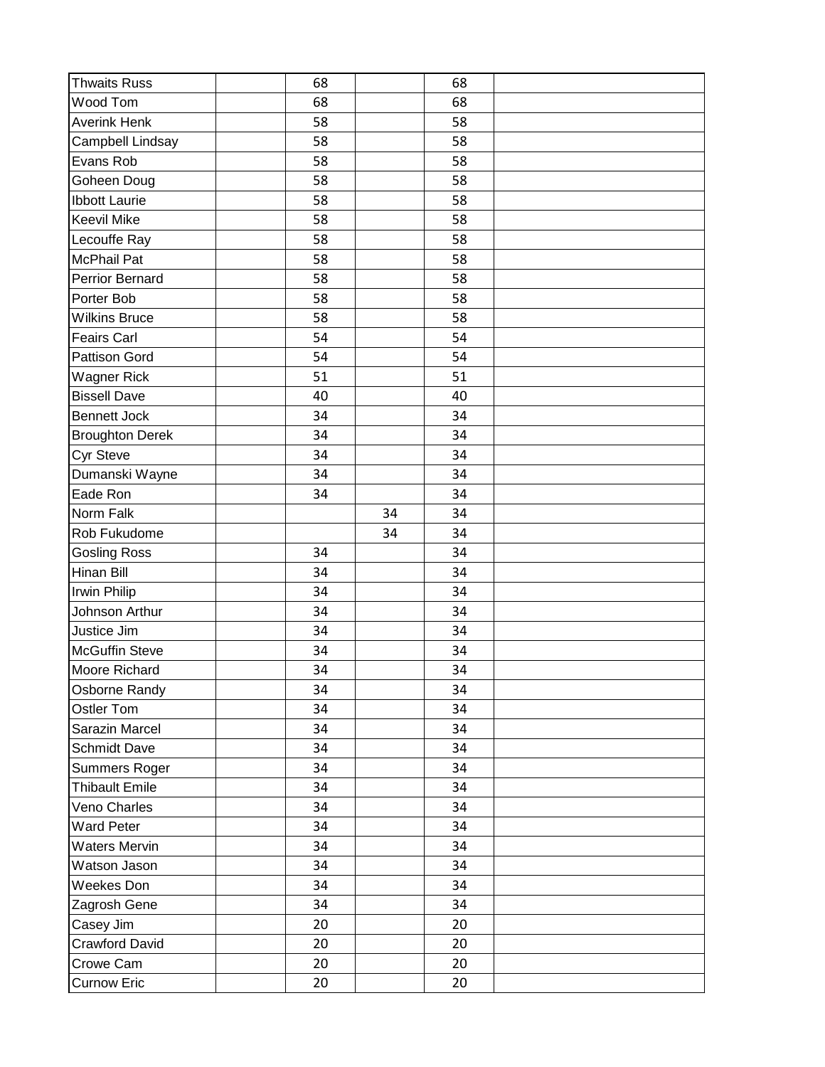| | | | | | |
|---|---|---|---|---|---|
| Thwaits Russ | | 68 | | 68 | |
| Wood Tom | | 68 | | 68 | |
| Averink Henk | | 58 | | 58 | |
| Campbell Lindsay | | 58 | | 58 | |
| Evans Rob | | 58 | | 58 | |
| Goheen Doug | | 58 | | 58 | |
| Ibbott Laurie | | 58 | | 58 | |
| Keevil Mike | | 58 | | 58 | |
| Lecouffe Ray | | 58 | | 58 | |
| McPhail Pat | | 58 | | 58 | |
| Perrior Bernard | | 58 | | 58 | |
| Porter Bob | | 58 | | 58 | |
| Wilkins Bruce | | 58 | | 58 | |
| Feairs Carl | | 54 | | 54 | |
| Pattison Gord | | 54 | | 54 | |
| Wagner Rick | | 51 | | 51 | |
| Bissell Dave | | 40 | | 40 | |
| Bennett Jock | | 34 | | 34 | |
| Broughton Derek | | 34 | | 34 | |
| Cyr Steve | | 34 | | 34 | |
| Dumanski Wayne | | 34 | | 34 | |
| Eade Ron | | 34 | | 34 | |
| Norm Falk | | | 34 | 34 | |
| Rob Fukudome | | | 34 | 34 | |
| Gosling Ross | | 34 | | 34 | |
| Hinan Bill | | 34 | | 34 | |
| Irwin Philip | | 34 | | 34 | |
| Johnson Arthur | | 34 | | 34 | |
| Justice Jim | | 34 | | 34 | |
| McGuffin Steve | | 34 | | 34 | |
| Moore Richard | | 34 | | 34 | |
| Osborne Randy | | 34 | | 34 | |
| Ostler Tom | | 34 | | 34 | |
| Sarazin Marcel | | 34 | | 34 | |
| Schmidt Dave | | 34 | | 34 | |
| Summers Roger | | 34 | | 34 | |
| Thibault Emile | | 34 | | 34 | |
| Veno Charles | | 34 | | 34 | |
| Ward Peter | | 34 | | 34 | |
| Waters Mervin | | 34 | | 34 | |
| Watson Jason | | 34 | | 34 | |
| Weekes Don | | 34 | | 34 | |
| Zagrosh Gene | | 34 | | 34 | |
| Casey Jim | | 20 | | 20 | |
| Crawford David | | 20 | | 20 | |
| Crowe Cam | | 20 | | 20 | |
| Curnow Eric | | 20 | | 20 | |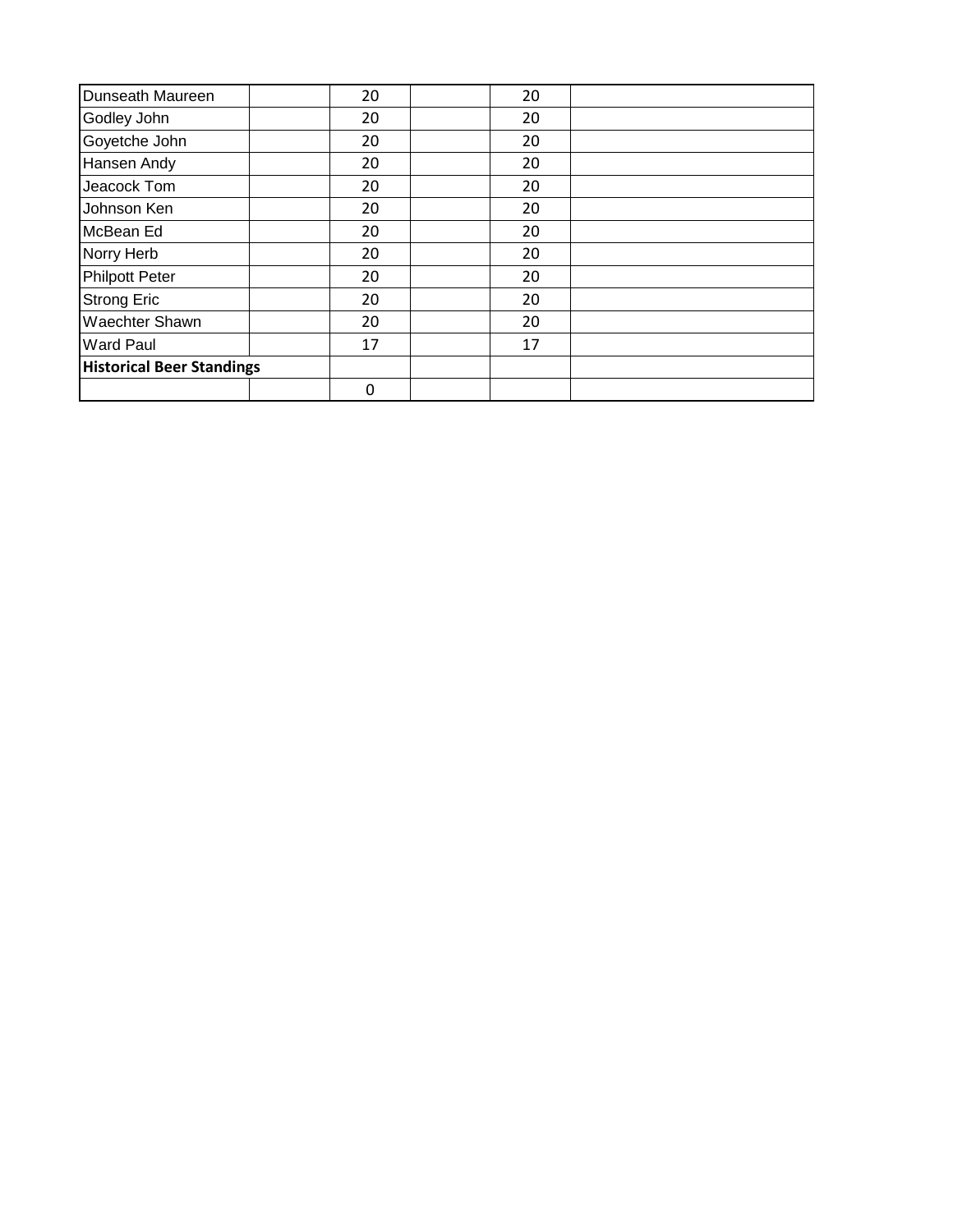| | | | | | |
|---|---|---|---|---|---|
| Dunseath Maureen | | 20 | | 20 | |
| Godley John | | 20 | | 20 | |
| Goyetche John | | 20 | | 20 | |
| Hansen Andy | | 20 | | 20 | |
| Jeacock Tom | | 20 | | 20 | |
| Johnson Ken | | 20 | | 20 | |
| McBean Ed | | 20 | | 20 | |
| Norry Herb | | 20 | | 20 | |
| Philpott Peter | | 20 | | 20 | |
| Strong Eric | | 20 | | 20 | |
| Waechter Shawn | | 20 | | 20 | |
| Ward Paul | | 17 | | 17 | |
| **Historical Beer Standings** | | | | | |
| | | 0 | | | |